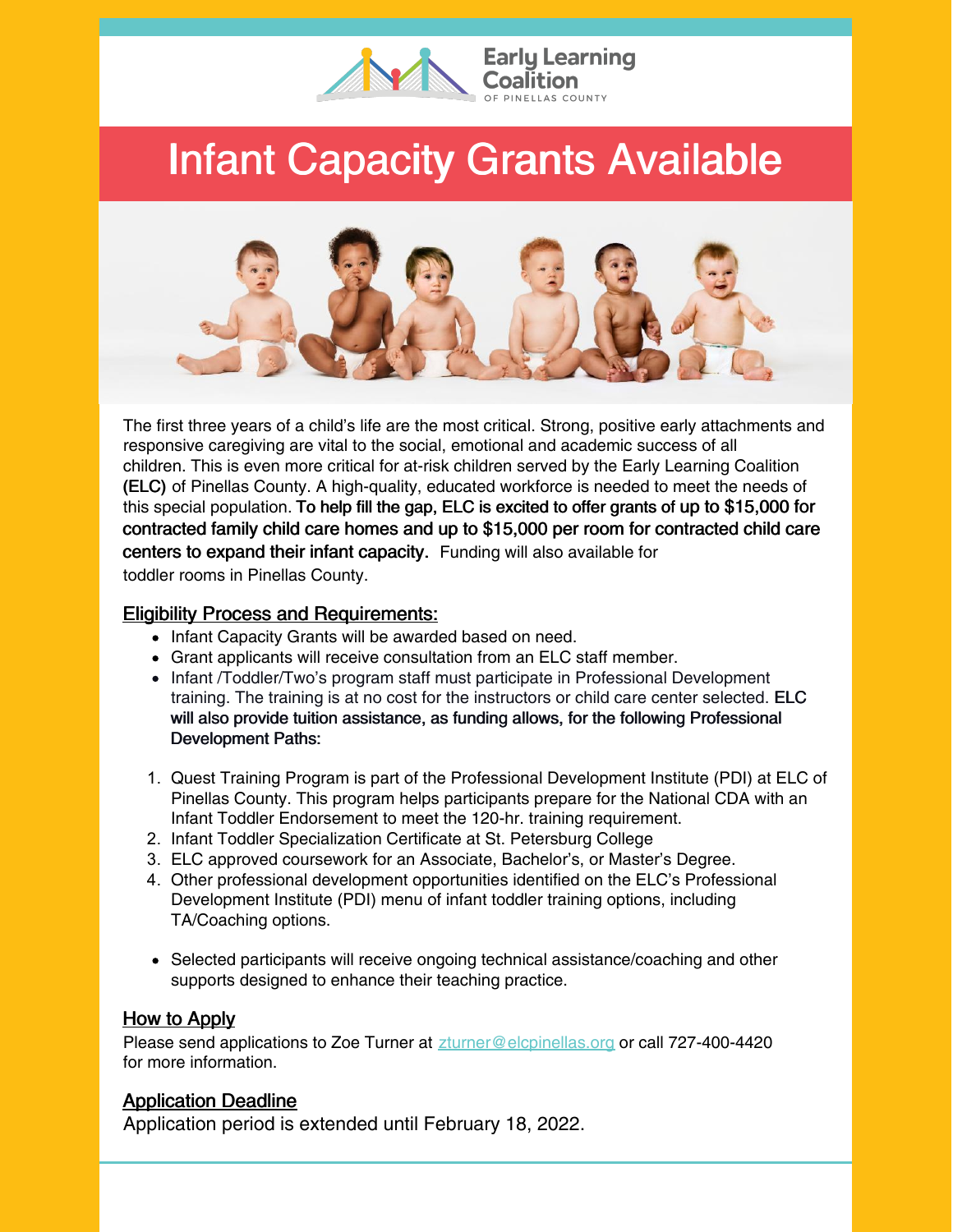Early Learning Coalition

OF PINELLAS COUNTY

# Infant Capacity Grants Available

The first three years of a child's life are the most critical. Strong, positive early attachments and responsive caregiving are vital to the social, emotional and academic success of all children. This is even more critical for at-risk children served by the Early Learning Coalition **(ELC)** of Pinellas County. A high-quality, educated workforce is needed to meet the needs of this special population. **To help fill the gap, ELC is excited to offer grants of up to $15,000 for contracted family child care homes and up to $15,000 per room for contracted child care centers to expand their infant capacity.** Funding will also available for toddler rooms in Pinellas County.

## Eligibility Process and Requirements:

- Infant Capacity Grants will be awarded based on need.
- Grant applicants will receive consultation from an ELC staff member.
- Infant /Toddler/Two's program staff must participate in Professional Development training. The training is at no cost for the instructors or child care center selected. **ELC will also provide tuition assistance, as funding allows, for the following Professional Development Paths:**

1. Quest Training Program is part of the Professional Development Institute (PDI) at ELC of Pinellas County. This program helps participants prepare for the National CDA with an Infant Toddler Endorsement to meet the 120-hr. training requirement.
2. Infant Toddler Specialization Certificate at St. Petersburg College
3. ELC approved coursework for an Associate, Bachelor's, or Master's Degree.
4. Other professional development opportunities identified on the ELC's Professional Development Institute (PDI) menu of infant toddler training options, including TA/Coaching options.

- Selected participants will receive ongoing technical assistance/coaching and other supports designed to enhance their teaching practice.

## How to Apply

Please send applications to Zoe Turner at zturner@elcpinellas.org or call 727-400-4420 for more information.

## Application Deadline

Application period is extended until February 18, 2022.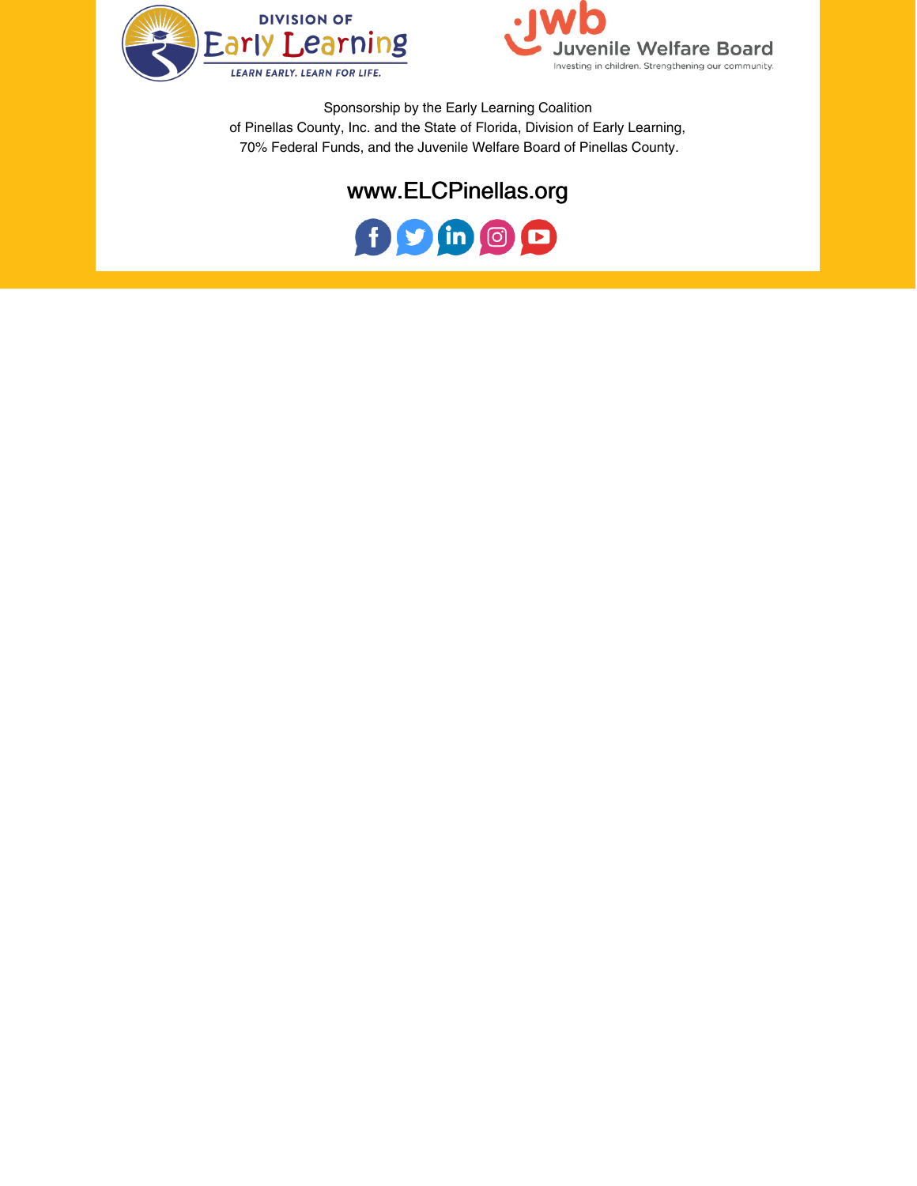DIVISION OF Early Learning

LEARN EARLY. LEARN FOR LIFE.

jwb Juvenile Welfare Board

Investing in children. Strengthening our community.

Sponsorship by the Early Learning Coalition
of Pinellas County, Inc. and the State of Florida, Division of Early Learning,
70% Federal Funds, and the Juvenile Welfare Board of Pinellas County.

www.ELCPinellas.org